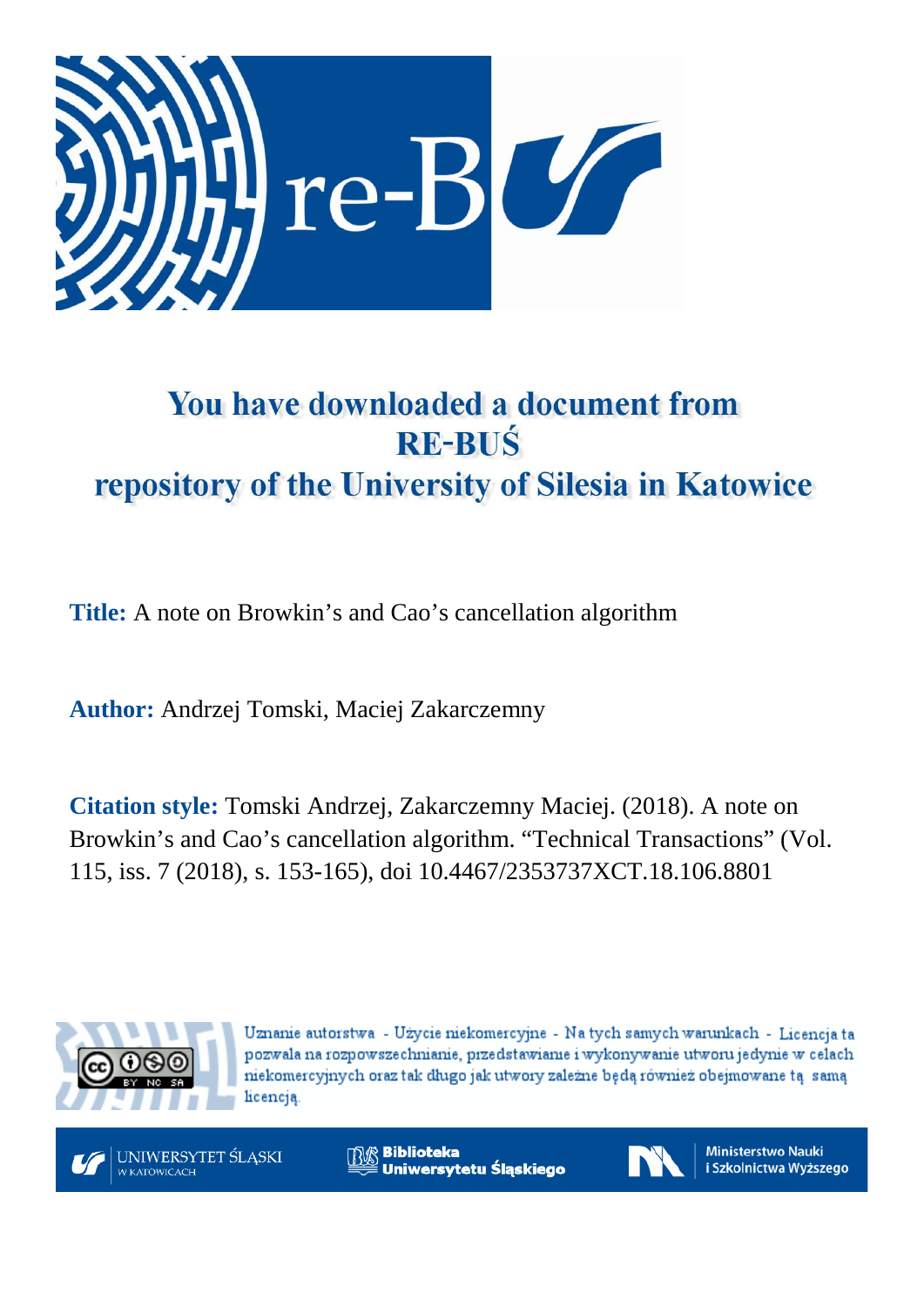# You have downloaded a document from RE-BUŚ repository of the University of Silesia in Katowice

**Title:** A note on Browkin's and Cao's cancellation algorithm

**Author:** Andrzej Tomski, Maciej Zakarczemny

**Citation style:** Tomski Andrzej, Zakarczemny Maciej. (2018). A note on Browkin's and Cao's cancellation algorithm. "Technical Transactions" (Vol. 115, iss. 7 (2018), s. 153-165), doi 10.4467/2353737XCT.18.106.8801

Uznanie autorstwa - Użycie niekomercyjne - Na tych samych warunkach - Licencja ta pozwala na rozpowszechnianie, przedstawianie i wykonywanie utworu jedynie w celach niekomercyjnych oraz tak długo jak utwory zależne będą również obejmowane tą samą licencją.

UNIWERSYTET ŚLĄSKI W KATOWICACH

Biblioteka Uniwersytetu Śląskiego

Ministerstwo Nauki i Szkolnictwa Wyższego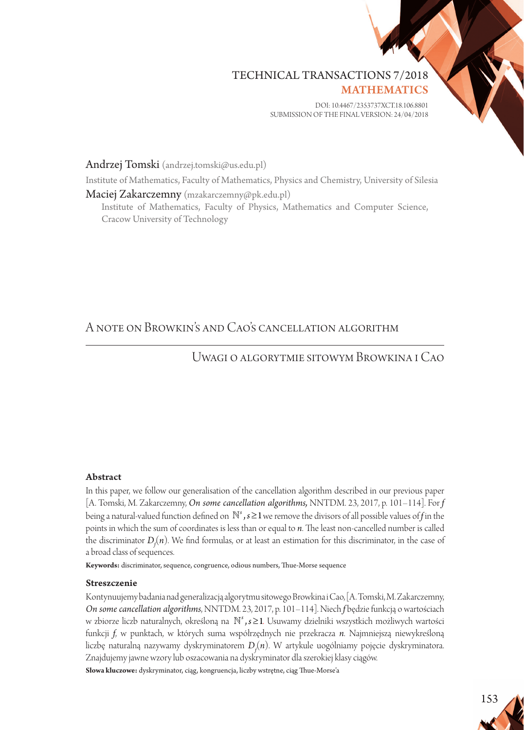TECHNICAL TRANSACTIONS 7/2018

**MATHEMATICS**

DOI: 10.4467/2353737XCT.18.106.8801
SUBMISSION OF THE FINAL VERSION: 24/04/2018

Andrzej Tomski (andrzej.tomski@us.edu.pl)

Institute of Mathematics, Faculty of Mathematics, Physics and Chemistry, University of Silesia

Maciej Zakarczemny (mzakarczemny@pk.edu.pl)

Institute of Mathematics, Faculty of Physics, Mathematics and Computer Science, Cracow University of Technology

# A note on Browkin's and Cao's cancellation algorithm

## Uwagi o algorytmie sitowym Browkina i Cao

### Abstract

In this paper, we follow our generalisation of the cancellation algorithm described in our previous paper [A. Tomski, M. Zakarczemny, *On some cancellation algorithms,* NNTDM. 23, 2017, p. 101–114]. For $f$ being a natural-valued function defined on $\mathbb{N}^s, s \geq 1$ we remove the divisors of all possible values of $f$ in the points in which the sum of coordinates is less than or equal to $n$. The least non-cancelled number is called the discriminator $D_f(n)$. We find formulas, or at least an estimation for this discriminator, in the case of a broad class of sequences.

**Keywords:** discriminator, sequence, congruence, odious numbers, Thue-Morse sequence

### Streszczenie

Kontynuujemy badania nad generalizacją algorytmu sitowego Browkina i Cao, [A. Tomski, M. Zakarczemny, *On some cancellation algorithms*, NNTDM. 23, 2017, p. 101–114]. Niech $f$ będzie funkcją o wartościach w zbiorze liczb naturalnych, określoną na $\mathbb{N}^s, s \geq 1$. Usuwamy dzielniki wszystkich możliwych wartości funkcji $f$, w punktach, w których suma współrzędnych nie przekracza $n$. Najmniejszą niewykreśloną liczbę naturalną nazywamy dyskryminatorem $D_f(n)$. W artykule uogólniamy pojęcie dyskryminatora. Znajdujemy jawne wzory lub oszacowania na dyskryminator dla szerokiej klasy ciągów.

**Słowa kluczowe:** dyskryminator, ciąg, kongruencja, liczby wstrętne, ciąg Thue-Morse'a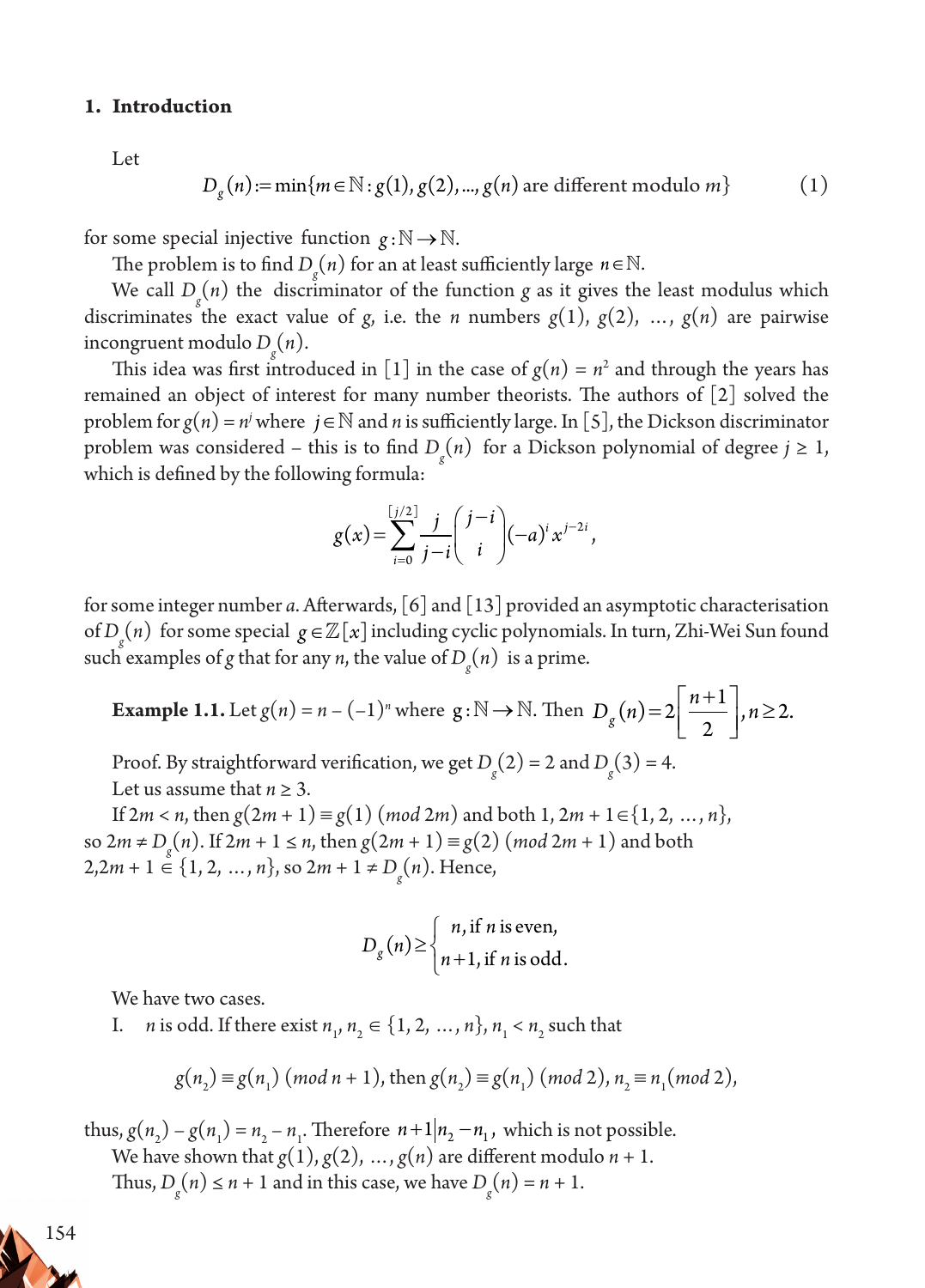## 1. Introduction

Let

$$D_g(n) := \min\{m \in \mathbb{N} : g(1), g(2), ..., g(n) \text{ are different modulo } m\} \qquad (1)$$

for some special injective function $g : \mathbb{N} \to \mathbb{N}$.

The problem is to find $D_g(n)$ for an at least sufficiently large $n \in \mathbb{N}$.

We call $D_g(n)$ the discriminator of the function $g$ as it gives the least modulus which discriminates the exact value of $g$, i.e. the $n$ numbers $g(1), g(2), \ldots, g(n)$ are pairwise incongruent modulo $D_g(n)$.

This idea was first introduced in [1] in the case of $g(n) = n^2$ and through the years has remained an object of interest for many number theorists. The authors of [2] solved the problem for $g(n) = n^j$ where $j \in \mathbb{N}$ and $n$ is sufficiently large. In [5], the Dickson discriminator problem was considered – this is to find $D_g(n)$ for a Dickson polynomial of degree $j \geq 1$, which is defined by the following formula:

$$g(x) = \sum_{i=0}^{[j/2]} \frac{j}{j-i} \binom{j-i}{i} (-a)^i x^{j-2i},$$

for some integer number $a$. Afterwards, [6] and [13] provided an asymptotic characterisation of $D_g(n)$ for some special $g \in \mathbb{Z}[x]$ including cyclic polynomials. In turn, Zhi-Wei Sun found such examples of $g$ that for any $n$, the value of $D_g(n)$ is a prime.

**Example 1.1.** Let $g(n) = n - (-1)^n$ where $g : \mathbb{N} \to \mathbb{N}$. Then $D_g(n) = 2\left\lceil \frac{n+1}{2} \right\rceil, n \geq 2.$

Proof. By straightforward verification, we get $D_g(2) = 2$ and $D_g(3) = 4$.

Let us assume that $n \geq 3$.

If $2m < n$, then $g(2m+1) \equiv g(1) \ (mod\ 2m)$ and both $1, 2m+1 \in \{1, 2, \ldots, n\}$, so $2m \neq D_g(n)$. If $2m + 1 \leq n$, then $g(2m+1) \equiv g(2) \ (mod\ 2m+1)$ and both $2, 2m+1 \in \{1, 2, \ldots, n\}$, so $2m+1 \neq D_g(n)$. Hence,

$$D_g(n) \geq \begin{cases} n, \text{ if } n \text{ is even,} \\ n+1, \text{ if } n \text{ is odd.} \end{cases}$$

We have two cases.

I. $n$ is odd. If there exist $n_1, n_2 \in \{1, 2, \ldots, n\}, n_1 < n_2$ such that

$$g(n_2) \equiv g(n_1) \ (mod\ n+1), \text{ then } g(n_2) \equiv g(n_1) \ (mod\ 2), n_2 \equiv n_1 (mod\ 2),$$

thus, $g(n_2) - g(n_1) = n_2 - n_1$. Therefore $n+1 | n_2 - n_1$, which is not possible.

We have shown that $g(1), g(2), \ldots, g(n)$ are different modulo $n+1$.

Thus, $D_g(n) \leq n+1$ and in this case, we have $D_g(n) = n+1$.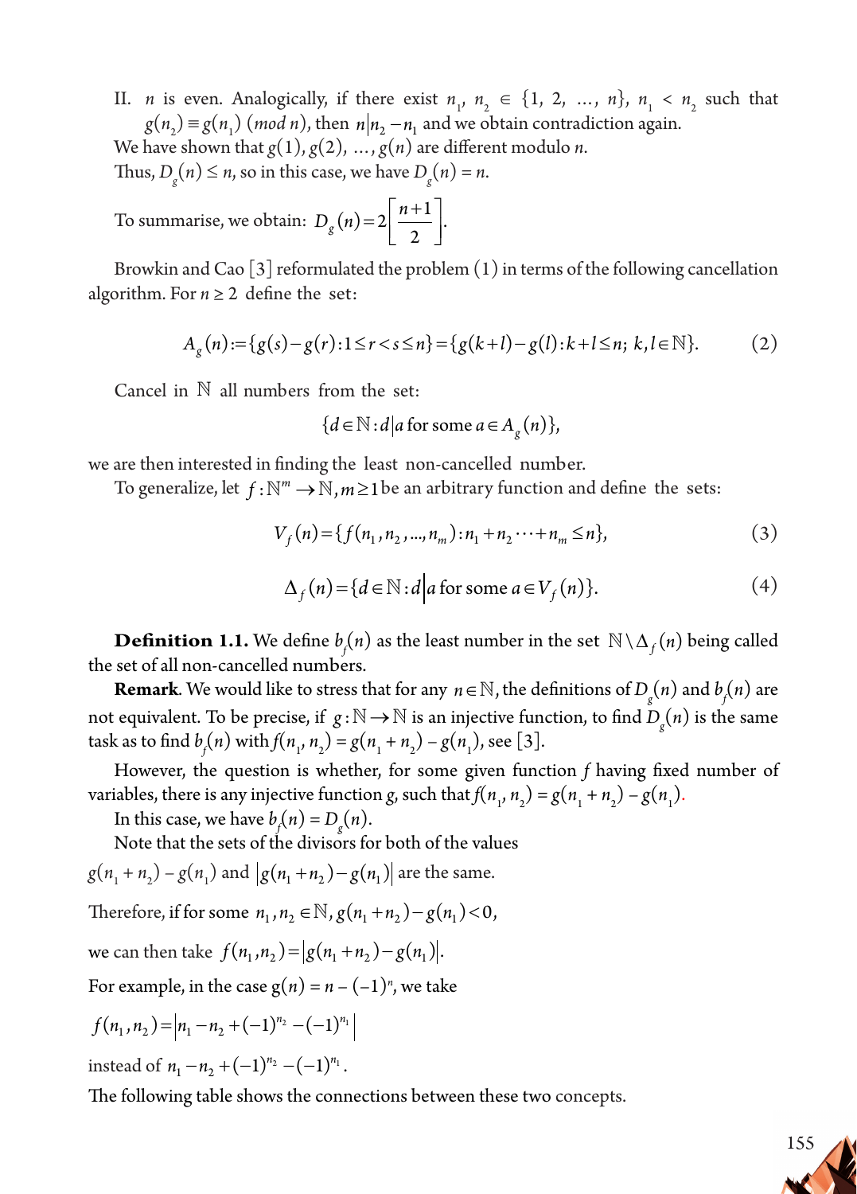II. $n$ is even. Analogically, if there exist $n_1, n_2 \in \{1, 2, \ldots, n\}$, $n_1 < n_2$ such that $g(n_2) \equiv g(n_1) \ (mod\ n)$, then $n | n_2 - n_1$ and we obtain contradiction again.

We have shown that $g(1), g(2), \ldots, g(n)$ are different modulo $n$.

Thus, $D_g(n) \leq n$, so in this case, we have $D_g(n) = n$.

To summarise, we obtain: $D_g(n) = 2\left[\dfrac{n+1}{2}\right]$.

Browkin and Cao [3] reformulated the problem (1) in terms of the following cancellation algorithm. For $n \geq 2$ define the set:

$$A_g(n) := \{g(s) - g(r) : 1 \leq r < s \leq n\} = \{g(k+l) - g(l) : k + l \leq n;\ k, l \in \mathbb{N}\}. \tag{2}$$

Cancel in $\mathbb{N}$ all numbers from the set:

$$\{d \in \mathbb{N} : d | a \text{ for some } a \in A_g(n)\},$$

we are then interested in finding the least non-cancelled number.

To generalize, let $f : \mathbb{N}^m \to \mathbb{N}, m \geq 1$ be an arbitrary function and define the sets:

$$V_f(n) = \{f(n_1, n_2, \ldots, n_m) : n_1 + n_2 \cdots + n_m \leq n\}, \tag{3}$$

$$\Delta_f(n) = \{d \in \mathbb{N} : d | a \text{ for some } a \in V_f(n)\}. \tag{4}$$

**Definition 1.1.** We define $b_f(n)$ as the least number in the set $\mathbb{N} \setminus \Delta_f(n)$ being called the set of all non-cancelled numbers.

**Remark**. We would like to stress that for any $n \in \mathbb{N}$, the definitions of $D_g(n)$ and $b_f(n)$ are not equivalent. To be precise, if $g : \mathbb{N} \to \mathbb{N}$ is an injective function, to find $D_g(n)$ is the same task as to find $b_f(n)$ with $f(n_1, n_2) = g(n_1 + n_2) - g(n_1)$, see [3].

However, the question is whether, for some given function $f$ having fixed number of variables, there is any injective function $g$, such that $f(n_1, n_2) = g(n_1 + n_2) - g(n_1)$.

In this case, we have $b_f(n) = D_g(n)$.

Note that the sets of the divisors for both of the values

$g(n_1 + n_2) - g(n_1)$ and $|g(n_1 + n_2) - g(n_1)|$ are the same.

Therefore, if for some $n_1, n_2 \in \mathbb{N}$, $g(n_1 + n_2) - g(n_1) < 0$,

we can then take $f(n_1, n_2) = |g(n_1 + n_2) - g(n_1)|$.

For example, in the case $g(n) = n - (-1)^n$, we take

$f(n_1, n_2) = |n_1 - n_2 + (-1)^{n_2} - (-1)^{n_1}|$

instead of $n_1 - n_2 + (-1)^{n_2} - (-1)^{n_1}$.

The following table shows the connections between these two concepts.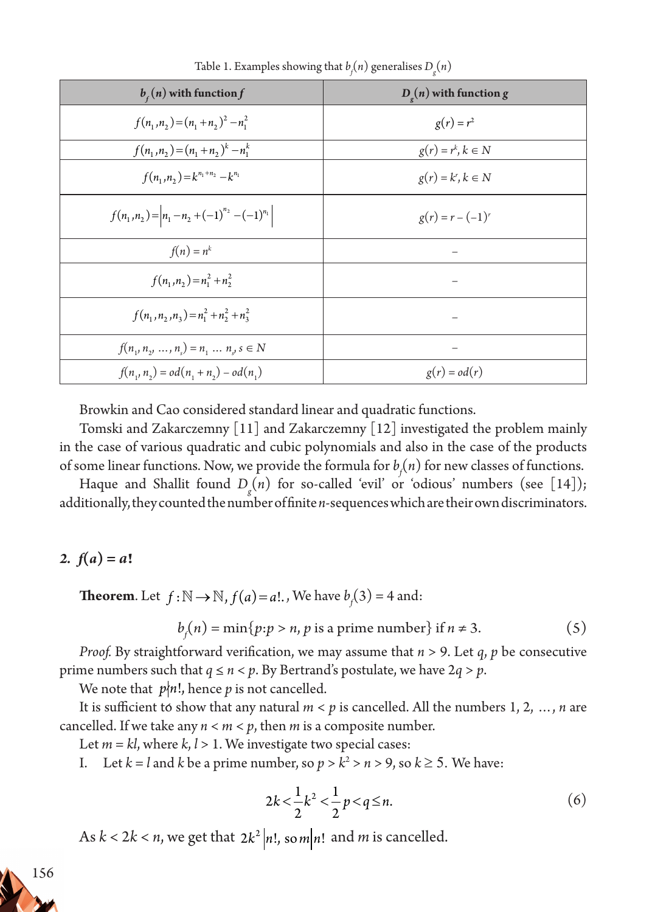Table 1. Examples showing that $b_f(n)$ generalises $D_g(n)$

| $b_f(n)$ with function $f$ | $D_g(n)$ with function $g$ |
|---|---|
| $f(n_1,n_2)=(n_1+n_2)^2-n_1^2$ | $g(r)=r^2$ |
| $f(n_1,n_2)=(n_1+n_2)^k-n_1^k$ | $g(r)=r^k, k\in N$ |
| $f(n_1,n_2)=k^{n_1+n_2}-k^{n_1}$ | $g(r)=k^r, k\in N$ |
| $f(n_1,n_2)=\left\|n_1-n_2+(-1)^{n_2}-(-1)^{n_1}\right\|$ | $g(r)=r-(-1)^r$ |
| $f(n)=n^k$ | – |
| $f(n_1,n_2)=n_1^2+n_2^2$ | – |
| $f(n_1,n_2,n_3)=n_1^2+n_2^2+n_3^2$ | – |
| $f(n_1,n_2,\ldots,n_s)=n_1\ldots n_s, s\in N$ | – |
| $f(n_1,n_2)=od(n_1+n_2)-od(n_1)$ | $g(r)=od(r)$ |

Browkin and Cao considered standard linear and quadratic functions.

Tomski and Zakarczemny [11] and Zakarczemny [12] investigated the problem mainly in the case of various quadratic and cubic polynomials and also in the case of the products of some linear functions. Now, we provide the formula for $b_f(n)$ for new classes of functions.

Haque and Shallit found $D_g(n)$ for so-called 'evil' or 'odious' numbers (see [14]); additionally, they counted the number of finite $n$-sequences which are their own discriminators.

## 2. $f(a) = a!$

**Theorem**. Let $f:\mathbb{N}\to\mathbb{N}, f(a)=a!.$, We have $b_f(3) = 4$ and:

$$b_f(n) = \min\{p : p > n, p \text{ is a prime number}\} \text{ if } n \neq 3. \tag{5}$$

*Proof.* By straightforward verification, we may assume that $n > 9$. Let $q$, $p$ be consecutive prime numbers such that $q \leq n < p$. By Bertrand's postulate, we have $2q > p$.

We note that $p \nmid n!$, hence $p$ is not cancelled.

It is sufficient to show that any natural $m < p$ is cancelled. All the numbers $1, 2, \ldots, n$ are cancelled. If we take any $n < m < p$, then $m$ is a composite number.

Let $m = kl$, where $k, l > 1$. We investigate two special cases:

I. Let $k = l$ and $k$ be a prime number, so $p > k^2 > n > 9$, so $k \geq 5$. We have:

$$2k < \frac{1}{2}k^2 < \frac{1}{2}p < q \leq n. \tag{6}$$

As $k < 2k < n$, we get that $2k^2 \mid n!$, so $m \mid n!$ and $m$ is cancelled.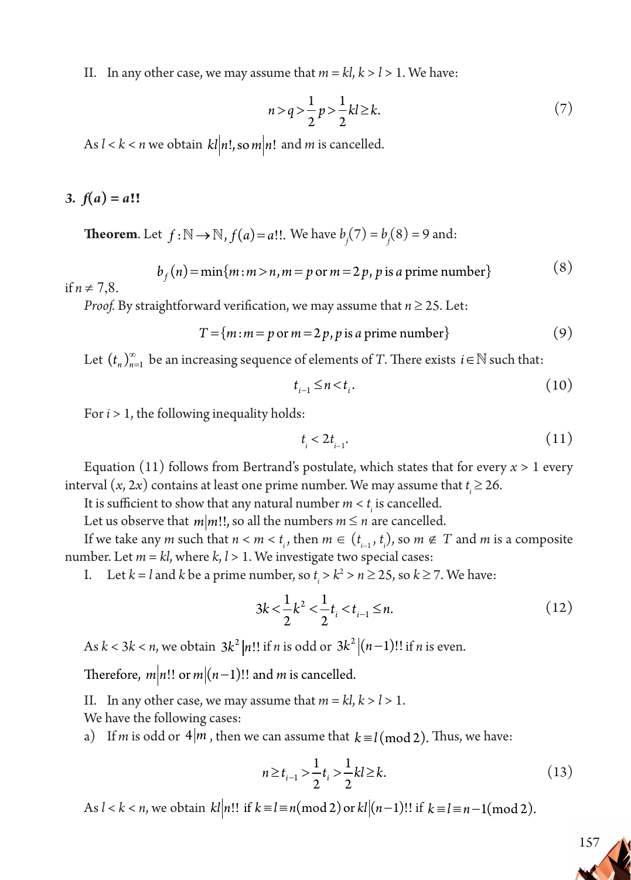II. In any other case, we may assume that $m = kl$, $k > l > 1$. We have:

$$n > q > \frac{1}{2}p > \frac{1}{2}kl \geq k. \tag{7}$$

As $l < k < n$ we obtain $kl \mid n!$, so $m \mid n!$ and $m$ is cancelled.

## 3. $f(a) = a!!$

**Theorem**. Let $f : \mathbb{N} \to \mathbb{N}$, $f(a) = a!!$. We have $b_f(7) = b_f(8) = 9$ and:

$$b_f(n) = \min\{m : m > n, m = p \text{ or } m = 2p, p \text{ is } a \text{ prime number}\} \tag{8}$$

if $n \neq 7,8$.

*Proof.* By straightforward verification, we may assume that $n \geq 25$. Let:

$$T = \{m : m = p \text{ or } m = 2p, p \text{ is } a \text{ prime number}\} \tag{9}$$

Let $(t_n)_{n=1}^{\infty}$ be an increasing sequence of elements of $T$. There exists $i \in \mathbb{N}$ such that:

$$t_{i-1} \leq n < t_i. \tag{10}$$

For $i > 1$, the following inequality holds:

$$t_i < 2t_{i-1}. \tag{11}$$

Equation (11) follows from Bertrand's postulate, which states that for every $x > 1$ every interval $(x, 2x)$ contains at least one prime number. We may assume that $t_i \geq 26$.

It is sufficient to show that any natural number $m < t_i$ is cancelled.

Let us observe that $m \mid m!!$, so all the numbers $m \leq n$ are cancelled.

If we take any $m$ such that $n < m < t_i$, then $m \in (t_{i-1}, t_i)$, so $m \notin T$ and $m$ is a composite number. Let $m = kl$, where $k, l > 1$. We investigate two special cases:

I. Let $k = l$ and $k$ be a prime number, so $t_i > k^2 > n \geq 25$, so $k \geq 7$. We have:

$$3k < \frac{1}{2}k^2 < \frac{1}{2}t_i < t_{i-1} \leq n. \tag{12}$$

As $k < 3k < n$, we obtain $3k^2 \mid n!!$ if $n$ is odd or $3k^2 \mid (n-1)!!$ if $n$ is even.

Therefore, $m \mid n!!$ or $m \mid (n-1)!!$ and $m$ is cancelled.

II. In any other case, we may assume that $m = kl$, $k > l > 1$.

We have the following cases:

a) If $m$ is odd or $4 \mid m$, then we can assume that $k \equiv l \pmod 2$. Thus, we have:

$$n \geq t_{i-1} > \frac{1}{2}t_i > \frac{1}{2}kl \geq k. \tag{13}$$

As $l < k < n$, we obtain $kl \mid n!!$ if $k \equiv l \equiv n \pmod 2$ or $kl \mid (n-1)!!$ if $k \equiv l \equiv n-1 \pmod 2$.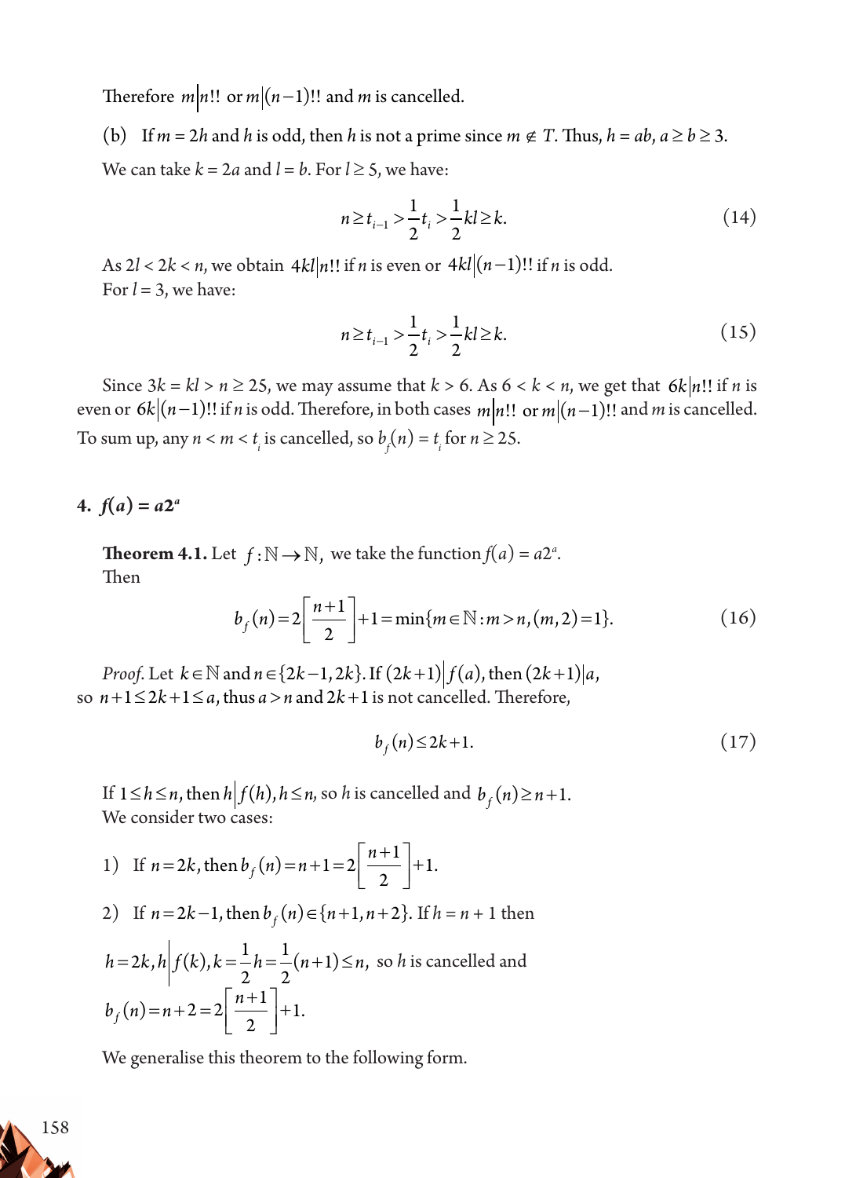Therefore $m|n!!$ or $m|(n-1)!!$ and $m$ is cancelled.

(b) If $m = 2h$ and $h$ is odd, then $h$ is not a prime since $m \notin T$. Thus, $h = ab$, $a \geq b \geq 3$.

We can take $k = 2a$ and $l = b$. For $l \geq 5$, we have:

$$n \geq t_{i-1} > \frac{1}{2}t_i > \frac{1}{2}kl \geq k. \tag{14}$$

As $2l < 2k < n$, we obtain $4kl|n!!$ if $n$ is even or $4kl|(n-1)!!$ if $n$ is odd.
For $l = 3$, we have:

$$n \geq t_{i-1} > \frac{1}{2}t_i > \frac{1}{2}kl \geq k. \tag{15}$$

Since $3k = kl > n \geq 25$, we may assume that $k > 6$. As $6 < k < n$, we get that $6k|n!!$ if $n$ is even or $6k|(n-1)!!$ if $n$ is odd. Therefore, in both cases $m|n!!$ or $m|(n-1)!!$ and $m$ is cancelled.
To sum up, any $n < m < t_i$ is cancelled, so $b_f(n) = t_i$ for $n \geq 25$.

## 4. $f(a) = a2^a$

**Theorem 4.1.** Let $f: \mathbb{N} \to \mathbb{N}$, we take the function $f(a) = a2^a$.
Then

$$b_f(n) = 2\left[\frac{n+1}{2}\right] + 1 = \min\{m \in \mathbb{N} : m > n, (m,2) = 1\}. \tag{16}$$

*Proof.* Let $k \in \mathbb{N}$ and $n \in \{2k-1, 2k\}$. If $(2k+1)|f(a)$, then $(2k+1)|a$, so $n+1 \leq 2k+1 \leq a$, thus $a > n$ and $2k+1$ is not cancelled. Therefore,

$$b_f(n) \leq 2k+1. \tag{17}$$

If $1 \leq h \leq n$, then $h|f(h), h \leq n$, so $h$ is cancelled and $b_f(n) \geq n+1$.
We consider two cases:

1) If $n = 2k$, then $b_f(n) = n+1 = 2\left[\frac{n+1}{2}\right] + 1$.

2) If $n = 2k-1$, then $b_f(n) \in \{n+1, n+2\}$. If $h = n+1$ then

$h = 2k, h\left|f(k), k = \frac{1}{2}h = \frac{1}{2}(n+1) \leq n,\right.$ so $h$ is cancelled and

$b_f(n) = n+2 = 2\left[\frac{n+1}{2}\right] + 1.$

We generalise this theorem to the following form.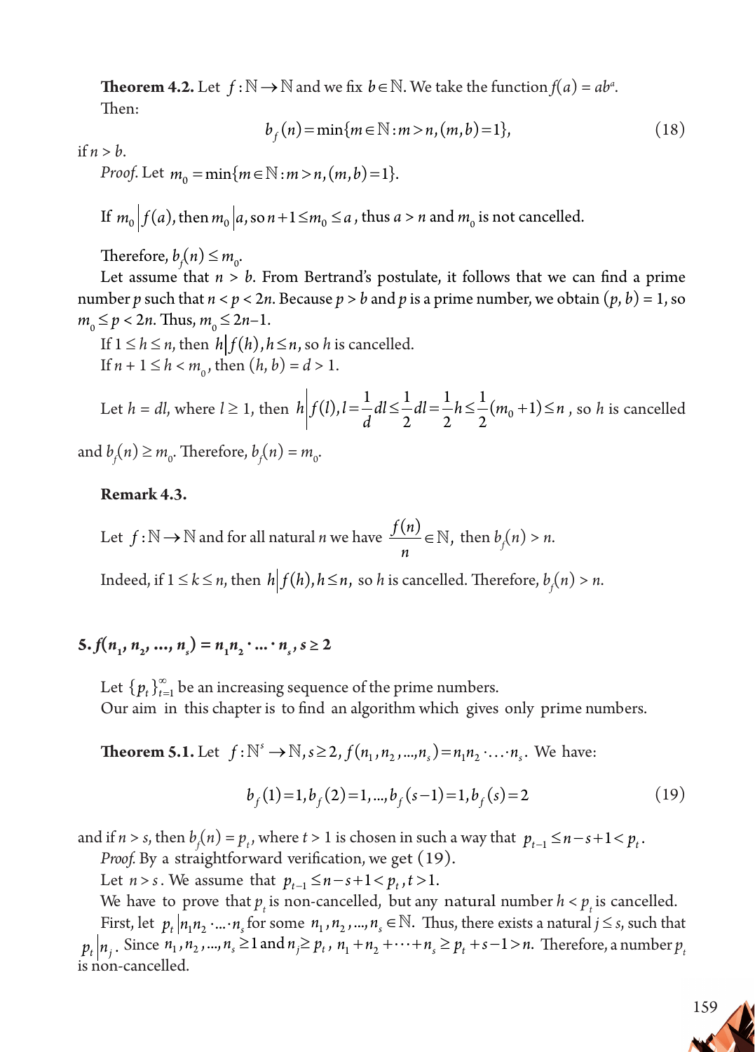**Theorem 4.2.** Let $f:\mathbb{N}\to\mathbb{N}$ and we fix $b\in\mathbb{N}$. We take the function $f(a) = ab^a$.
Then:

$$b_f(n)=\min\{m\in\mathbb{N}: m>n,(m,b)=1\}, \tag{18}$$

if $n > b$.

*Proof.* Let $m_0=\min\{m\in\mathbb{N}: m>n,(m,b)=1\}$.

If $m_0 \mid f(a)$, then $m_0 \mid a$, so $n+1\le m_0\le a$, thus $a > n$ and $m_0$ is not cancelled.

Therefore, $b_f(n) \le m_0$.

Let assume that $n > b$. From Bertrand's postulate, it follows that we can find a prime number $p$ such that $n < p < 2n$. Because $p > b$ and $p$ is a prime number, we obtain $(p, b) = 1$, so $m_0 \le p < 2n$. Thus, $m_0 \le 2n-1$.

If $1 \le h \le n$, then $h \mid f(h), h\le n$, so $h$ is cancelled.

If $n + 1 \le h < m_0$, then $(h, b) = d > 1$.

Let $h = dl$, where $l \ge 1$, then $h \mid f(l), l=\frac{1}{d}dl\le\frac{1}{2}dl=\frac{1}{2}h\le\frac{1}{2}(m_0+1)\le n$, so $h$ is cancelled and $b_f(n) \ge m_0$. Therefore, $b_f(n) = m_0$.

**Remark 4.3.**

Let $f:\mathbb{N}\to\mathbb{N}$ and for all natural $n$ we have $\frac{f(n)}{n}\in\mathbb{N}$, then $b_f(n) > n$.

Indeed, if $1 \le k \le n$, then $h \mid f(h), h\le n$, so $h$ is cancelled. Therefore, $b_f(n) > n$.

## 5. $f(n_1, n_2, ..., n_s) = n_1n_2 \cdot ... \cdot n_s, s \ge 2$

Let $\{p_t\}_{t=1}^{\infty}$ be an increasing sequence of the prime numbers.

Our aim in this chapter is to find an algorithm which gives only prime numbers.

**Theorem 5.1.** Let $f:\mathbb{N}^s\to\mathbb{N}, s\ge 2, f(n_1,n_2,...,n_s)=n_1n_2\cdot\ldots\cdot n_s$. We have:

$$b_f(1)=1, b_f(2)=1, ..., b_f(s-1)=1, b_f(s)=2 \tag{19}$$

and if $n > s$, then $b_f(n) = p_t$, where $t > 1$ is chosen in such a way that $p_{t-1}\le n-s+1<p_t$.

*Proof.* By a straightforward verification, we get (19).

Let $n>s$. We assume that $p_{t-1}\le n-s+1<p_t, t>1$.

We have to prove that $p_t$ is non-cancelled, but any natural number $h < p_t$ is cancelled.

First, let $p_t \mid n_1n_2\cdot\ldots\cdot n_s$ for some $n_1,n_2,...,n_s\in\mathbb{N}$. Thus, there exists a natural $j \le s$, such that $p_t \mid n_j$. Since $n_1,n_2,...,n_s\ge 1$ and $n_j\ge p_t$, $n_1+n_2+\cdots+n_s\ge p_t+s-1>n$. Therefore, a number $p_t$ is non-cancelled.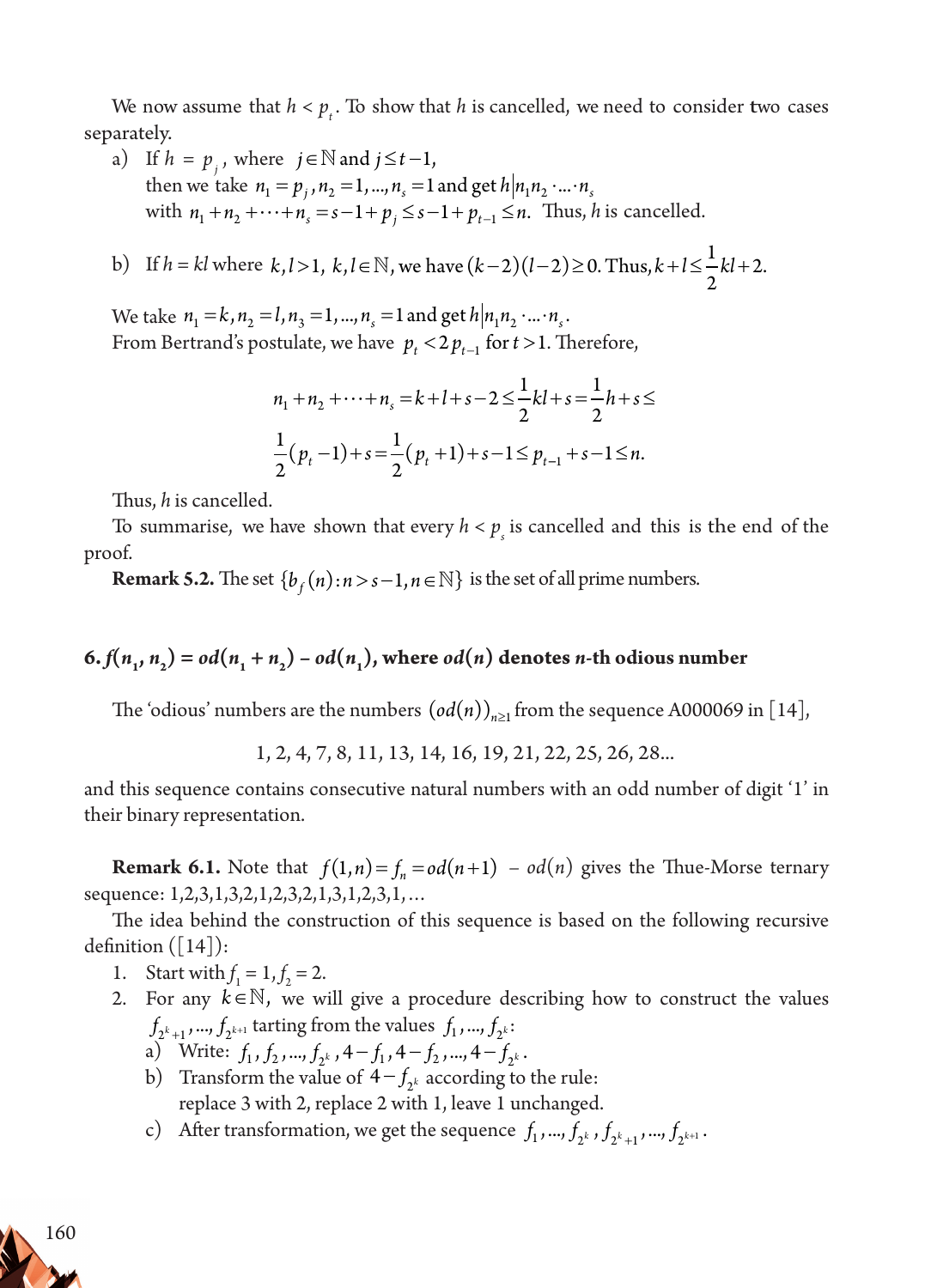We now assume that $h < p_t$. To show that $h$ is cancelled, we need to consider two cases separately.

a) If $h = p_j$, where $j \in \mathbb{N}$ and $j \leq t-1$,
then we take $n_1 = p_j, n_2 = 1, ..., n_s = 1$ and get $h | n_1 n_2 \cdot ... \cdot n_s$
with $n_1 + n_2 + \cdots + n_s = s - 1 + p_j \leq s - 1 + p_{t-1} \leq n$. Thus, $h$ is cancelled.

b) If $h = kl$ where $k, l > 1$, $k, l \in \mathbb{N}$, we have $(k-2)(l-2) \geq 0$. Thus, $k + l \leq \frac{1}{2}kl + 2$.

We take $n_1 = k, n_2 = l, n_3 = 1, ..., n_s = 1$ and get $h | n_1 n_2 \cdot ... \cdot n_s$.
From Bertrand's postulate, we have $p_t < 2p_{t-1}$ for $t > 1$. Therefore,

$$n_1 + n_2 + \cdots + n_s = k + l + s - 2 \leq \frac{1}{2}kl + s = \frac{1}{2}h + s \leq$$
$$\frac{1}{2}(p_t - 1) + s = \frac{1}{2}(p_t + 1) + s - 1 \leq p_{t-1} + s - 1 \leq n.$$

Thus, $h$ is cancelled.

To summarise, we have shown that every $h < p_s$ is cancelled and this is the end of the proof.

**Remark 5.2.** The set $\{b_f(n) : n > s-1, n \in \mathbb{N}\}$ is the set of all prime numbers.

## 6. $f(n_1, n_2) = od(n_1 + n_2) - od(n_1)$, where $od(n)$ denotes $n$-th odious number

The 'odious' numbers are the numbers $(od(n))_{n \geq 1}$ from the sequence A000069 in [14],

1, 2, 4, 7, 8, 11, 13, 14, 16, 19, 21, 22, 25, 26, 28...

and this sequence contains consecutive natural numbers with an odd number of digit '1' in their binary representation.

**Remark 6.1.** Note that $f(1, n) = f_n = od(n+1) - od(n)$ gives the Thue-Morse ternary sequence: 1,2,3,1,3,2,1,2,3,2,1,3,1,2,3,1, ...

The idea behind the construction of this sequence is based on the following recursive definition ([14]):

1. Start with $f_1 = 1, f_2 = 2$.
2. For any $k \in \mathbb{N}$, we will give a procedure describing how to construct the values $f_{2^k+1}, ..., f_{2^{k+1}}$ tarting from the values $f_1, ..., f_{2^k}$:
   a) Write: $f_1, f_2, ..., f_{2^k}, 4 - f_1, 4 - f_2, ..., 4 - f_{2^k}$.
   b) Transform the value of $4 - f_{2^k}$ according to the rule:
   replace 3 with 2, replace 2 with 1, leave 1 unchanged.
   c) After transformation, we get the sequence $f_1, ..., f_{2^k}, f_{2^k+1}, ..., f_{2^{k+1}}$.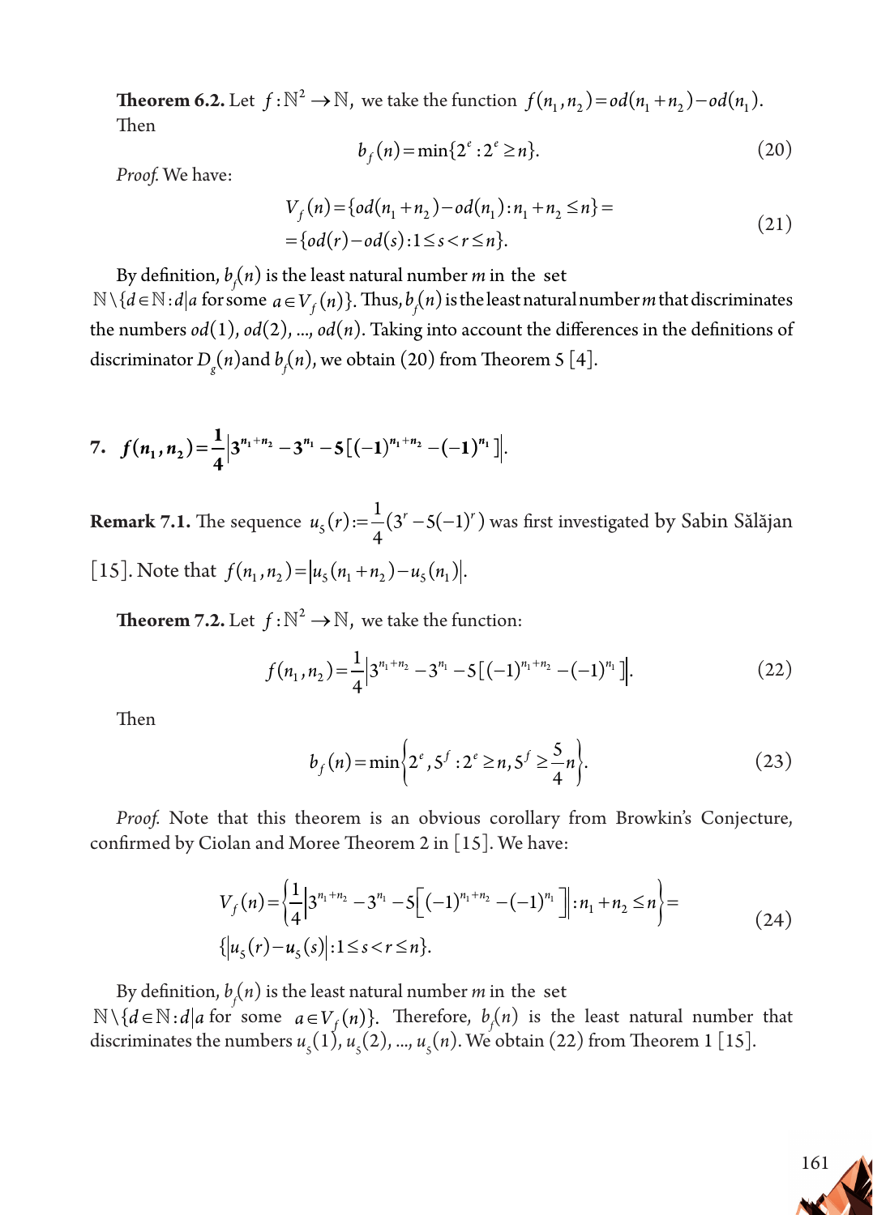**Theorem 6.2.** Let $f:\mathbb{N}^2 \to \mathbb{N}$, we take the function $f(n_1, n_2) = od(n_1+n_2) - od(n_1)$. Then

$$b_f(n) = \min\{2^e : 2^e \geq n\}. \tag{20}$$

*Proof.* We have:

$$\begin{aligned} V_f(n) &= \{od(n_1+n_2) - od(n_1) : n_1+n_2 \leq n\} = \\ &= \{od(r) - od(s) : 1 \leq s < r \leq n\}. \end{aligned} \tag{21}$$

By definition, $b_f(n)$ is the least natural number $m$ in the set $\mathbb{N} \setminus \{d \in \mathbb{N} : d|a \text{ for some } a \in V_f(n)\}$. Thus, $b_f(n)$ is the least natural number $m$ that discriminates the numbers $od(1), od(2), \ldots, od(n)$. Taking into account the differences in the definitions of discriminator $D_g(n)$ and $b_f(n)$, we obtain (20) from Theorem 5 [4].

## 7. $f(n_1, n_2) = \frac{1}{4}\left|3^{n_1+n_2} - 3^{n_1} - 5[(-1)^{n_1+n_2} - (-1)^{n_1}]\right|$.

**Remark 7.1.** The sequence $u_5(r) := \frac{1}{4}(3^r - 5(-1)^r)$ was first investigated by Sabin Sălăjan [15]. Note that $f(n_1, n_2) = |u_5(n_1+n_2) - u_5(n_1)|$.

**Theorem 7.2.** Let $f:\mathbb{N}^2 \to \mathbb{N}$, we take the function:

$$f(n_1, n_2) = \frac{1}{4}\left|3^{n_1+n_2} - 3^{n_1} - 5[(-1)^{n_1+n_2} - (-1)^{n_1}]\right|. \tag{22}$$

Then

$$b_f(n) = \min\left\{2^e, 5^f : 2^e \geq n, 5^f \geq \frac{5}{4}n\right\}. \tag{23}$$

*Proof.* Note that this theorem is an obvious corollary from Browkin's Conjecture, confirmed by Ciolan and Moree Theorem 2 in [15]. We have:

$$\begin{aligned} V_f(n) &= \left\{\frac{1}{4}\left|3^{n_1+n_2} - 3^{n_1} - 5\left[(-1)^{n_1+n_2} - (-1)^{n_1}\right]\right| : n_1+n_2 \leq n\right\} = \\ &\{|u_5(r) - u_5(s)| : 1 \leq s < r \leq n\}. \end{aligned} \tag{24}$$

By definition, $b_f(n)$ is the least natural number $m$ in the set $\mathbb{N} \setminus \{d \in \mathbb{N} : d|a \text{ for some } a \in V_f(n)\}$. Therefore, $b_f(n)$ is the least natural number that discriminates the numbers $u_5(1), u_5(2), \ldots, u_5(n)$. We obtain (22) from Theorem 1 [15].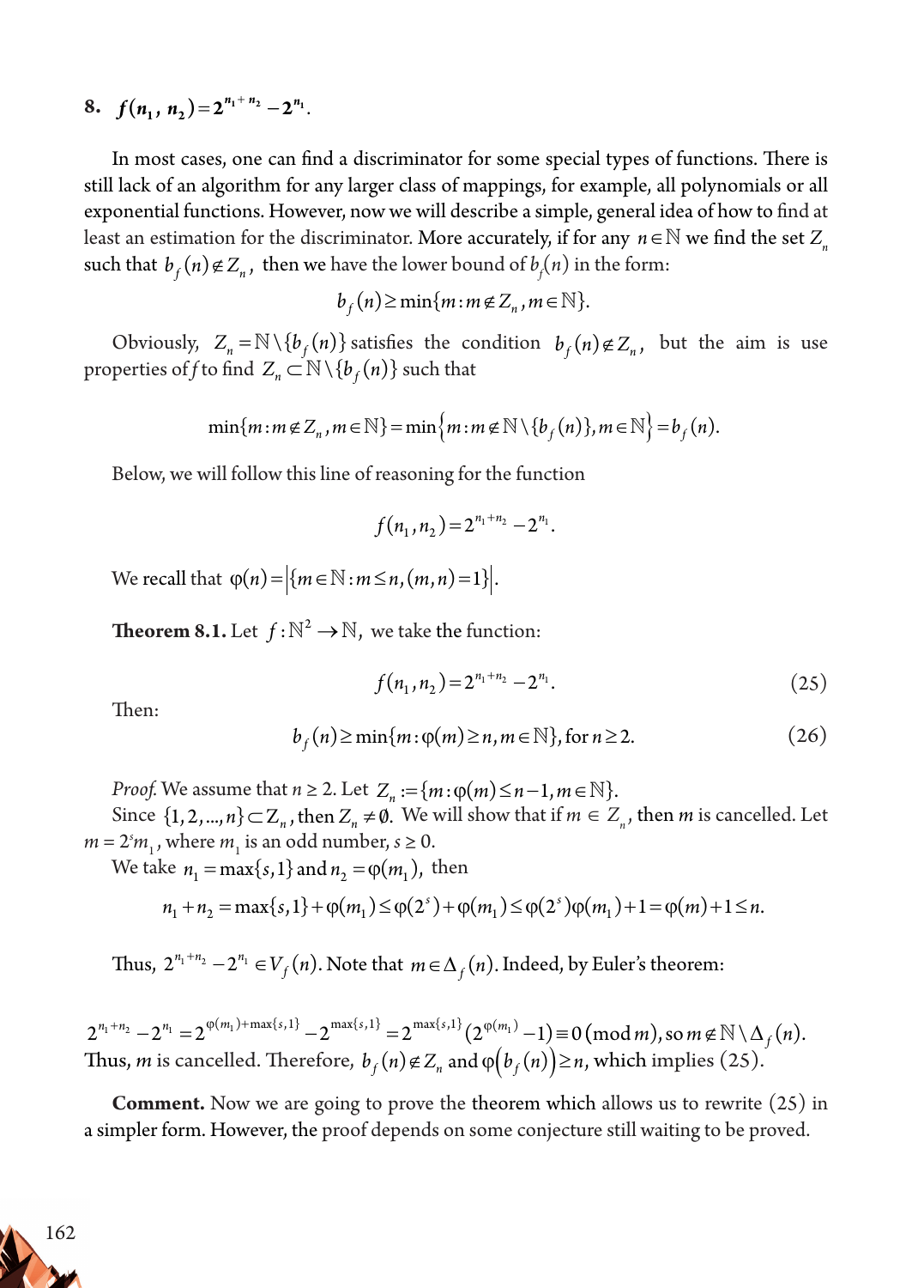## 8. $f(n_1, n_2) = 2^{n_1+n_2} - 2^{n_1}$.

In most cases, one can find a discriminator for some special types of functions. There is still lack of an algorithm for any larger class of mappings, for example, all polynomials or all exponential functions. However, now we will describe a simple, general idea of how to find at least an estimation for the discriminator. More accurately, if for any $n \in \mathbb{N}$ we find the set $Z_n$ such that $b_f(n) \notin Z_n$, then we have the lower bound of $b_f(n)$ in the form:

$$b_f(n) \geq \min\{m : m \notin Z_n, m \in \mathbb{N}\}.$$

Obviously, $Z_n = \mathbb{N} \setminus \{b_f(n)\}$ satisfies the condition $b_f(n) \notin Z_n$, but the aim is use properties of $f$ to find $Z_n \subset \mathbb{N} \setminus \{b_f(n)\}$ such that

$$\min\{m : m \notin Z_n, m \in \mathbb{N}\} = \min\left\{m : m \notin \mathbb{N} \setminus \{b_f(n)\}, m \in \mathbb{N}\right\} = b_f(n).$$

Below, we will follow this line of reasoning for the function

$$f(n_1, n_2) = 2^{n_1+n_2} - 2^{n_1}.$$

We recall that $\varphi(n) = \left|\{m \in \mathbb{N} : m \leq n, (m,n) = 1\}\right|$.

**Theorem 8.1.** Let $f : \mathbb{N}^2 \to \mathbb{N}$, we take the function:

$$f(n_1, n_2) = 2^{n_1+n_2} - 2^{n_1}. \tag{25}$$

Then:

$$b_f(n) \geq \min\{m : \varphi(m) \geq n, m \in \mathbb{N}\}, \text{ for } n \geq 2. \tag{26}$$

*Proof.* We assume that $n \geq 2$. Let $Z_n := \{m : \varphi(m) \leq n-1, m \in \mathbb{N}\}$.

Since $\{1, 2, ..., n\} \subset Z_n$, then $Z_n \neq \emptyset$. We will show that if $m \in Z_n$, then $m$ is cancelled. Let $m = 2^s m_1$, where $m_1$ is an odd number, $s \geq 0$.

We take $n_1 = \max\{s, 1\}$ and $n_2 = \varphi(m_1)$, then

$$n_1 + n_2 = \max\{s,1\} + \varphi(m_1) \leq \varphi(2^s) + \varphi(m_1) \leq \varphi(2^s)\varphi(m_1) + 1 = \varphi(m) + 1 \leq n.$$

Thus, $2^{n_1+n_2} - 2^{n_1} \in V_f(n)$. Note that $m \in \Delta_f(n)$. Indeed, by Euler's theorem:

$2^{n_1+n_2} - 2^{n_1} = 2^{\varphi(m_1)+\max\{s,1\}} - 2^{\max\{s,1\}} = 2^{\max\{s,1\}}(2^{\varphi(m_1)} - 1) \equiv 0 \pmod m$, so $m \notin \mathbb{N} \setminus \Delta_f(n)$. Thus, $m$ is cancelled. Therefore, $b_f(n) \notin Z_n$ and $\varphi\left(b_f(n)\right) \geq n$, which implies (25).

**Comment.** Now we are going to prove the theorem which allows us to rewrite (25) in a simpler form. However, the proof depends on some conjecture still waiting to be proved.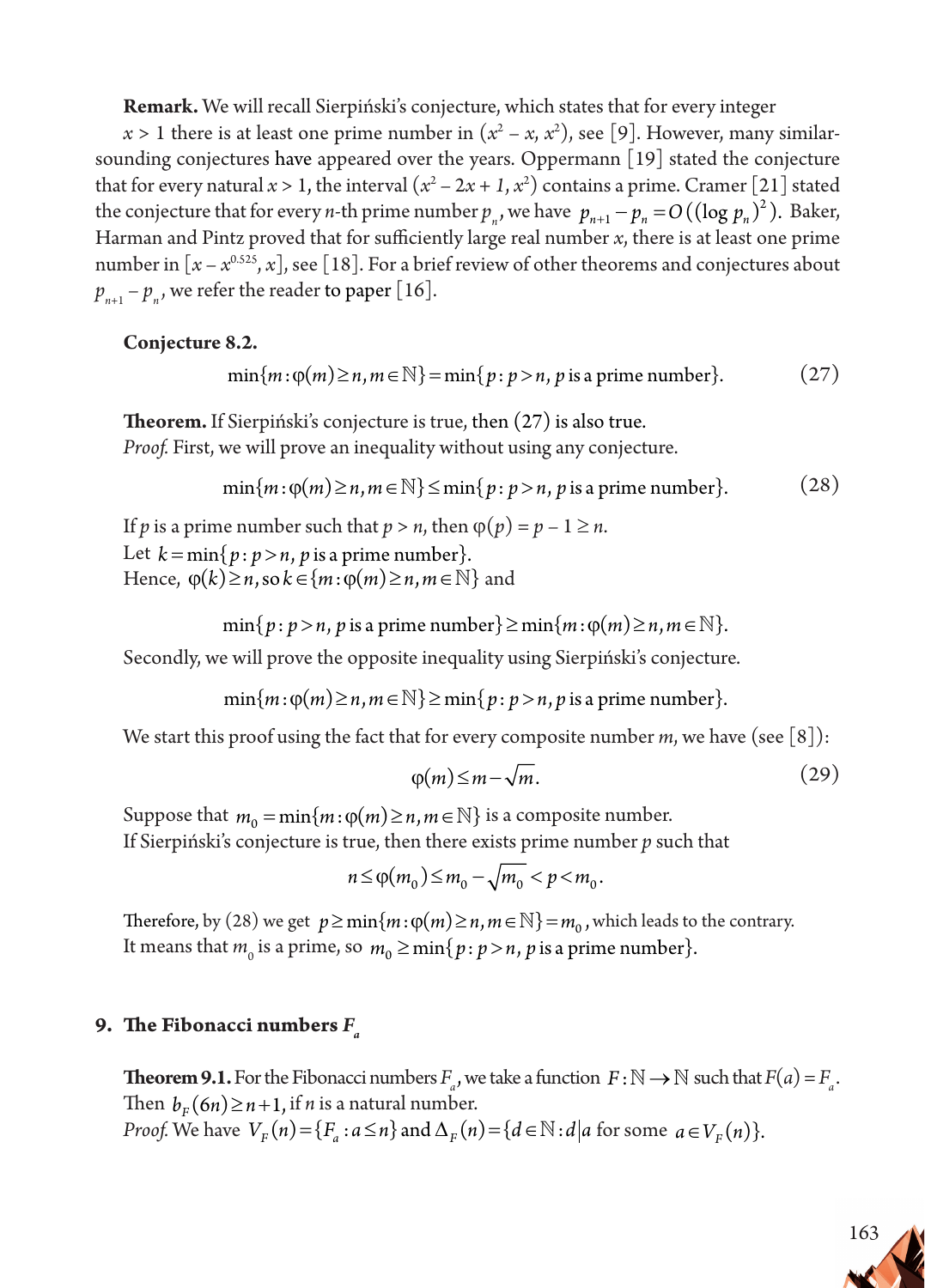**Remark.** We will recall Sierpiński's conjecture, which states that for every integer $x > 1$ there is at least one prime number in $(x^2 - x, x^2)$, see [9]. However, many similar-sounding conjectures have appeared over the years. Oppermann [19] stated the conjecture that for every natural $x > 1$, the interval $(x^2 - 2x + 1, x^2)$ contains a prime. Cramer [21] stated the conjecture that for every $n$-th prime number $p_n$, we have $p_{n+1} - p_n = O((\log p_n)^2)$. Baker, Harman and Pintz proved that for sufficiently large real number $x$, there is at least one prime number in $[x - x^{0.525}, x]$, see [18]. For a brief review of other theorems and conjectures about $p_{n+1} - p_n$, we refer the reader to paper [16].

**Conjecture 8.2.**

$$\min\{m : \varphi(m) \geq n, m \in \mathbb{N}\} = \min\{p : p > n, p \text{ is a prime number}\}. \tag{27}$$

**Theorem.** If Sierpiński's conjecture is true, then (27) is also true.
*Proof.* First, we will prove an inequality without using any conjecture.

$$\min\{m : \varphi(m) \geq n, m \in \mathbb{N}\} \leq \min\{p : p > n, p \text{ is a prime number}\}. \tag{28}$$

If $p$ is a prime number such that $p > n$, then $\varphi(p) = p - 1 \geq n$.
Let $k = \min\{p : p > n, p \text{ is a prime number}\}$.
Hence, $\varphi(k) \geq n$, so $k \in \{m : \varphi(m) \geq n, m \in \mathbb{N}\}$ and

$$\min\{p : p > n, p \text{ is a prime number}\} \geq \min\{m : \varphi(m) \geq n, m \in \mathbb{N}\}.$$

Secondly, we will prove the opposite inequality using Sierpiński's conjecture.

$$\min\{m : \varphi(m) \geq n, m \in \mathbb{N}\} \geq \min\{p : p > n, p \text{ is a prime number}\}.$$

We start this proof using the fact that for every composite number $m$, we have (see [8]):

$$\varphi(m) \leq m - \sqrt{m}. \tag{29}$$

Suppose that $m_0 = \min\{m : \varphi(m) \geq n, m \in \mathbb{N}\}$ is a composite number.
If Sierpiński's conjecture is true, then there exists prime number $p$ such that

$$n \leq \varphi(m_0) \leq m_0 - \sqrt{m_0} < p < m_0.$$

Therefore, by (28) we get $p \geq \min\{m : \varphi(m) \geq n, m \in \mathbb{N}\} = m_0$, which leads to the contrary.
It means that $m_0$ is a prime, so $m_0 \geq \min\{p : p > n, p \text{ is a prime number}\}$.

## 9. The Fibonacci numbers $F_a$

**Theorem 9.1.** For the Fibonacci numbers $F_a$, we take a function $F : \mathbb{N} \to \mathbb{N}$ such that $F(a) = F_a$.
Then $b_F(6n) \geq n + 1$, if $n$ is a natural number.
*Proof.* We have $V_F(n) = \{F_a : a \leq n\}$ and $\Delta_F(n) = \{d \in \mathbb{N} : d | a \text{ for some } a \in V_F(n)\}$.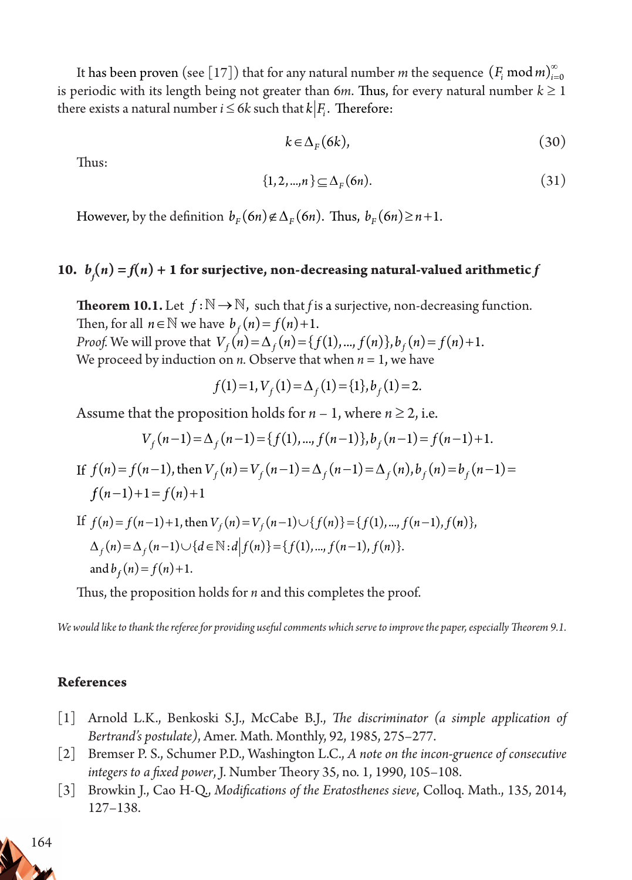It has been proven (see [17]) that for any natural number $m$ the sequence $(F_i \bmod m)_{i=0}^{\infty}$ is periodic with its length being not greater than $6m$. Thus, for every natural number $k \geq 1$ there exists a natural number $i \leq 6k$ such that $k \mid F_i$. Therefore:

$$k \in \Delta_F(6k), \tag{30}$$

Thus:

$$\{1, 2, \ldots, n\} \subseteq \Delta_F(6n). \tag{31}$$

However, by the definition $b_F(6n) \notin \Delta_F(6n)$. Thus, $b_F(6n) \geq n+1$.

## 10. $b_f(n) = f(n) + 1$ for surjective, non-decreasing natural-valued arithmetic $f$

**Theorem 10.1.** Let $f : \mathbb{N} \to \mathbb{N}$, such that $f$ is a surjective, non-decreasing function. Then, for all $n \in \mathbb{N}$ we have $b_f(n) = f(n) + 1$.

*Proof.* We will prove that $V_f(n) = \Delta_f(n) = \{f(1), \ldots, f(n)\}, b_f(n) = f(n) + 1$.

We proceed by induction on $n$. Observe that when $n = 1$, we have

$$f(1) = 1, V_f(1) = \Delta_f(1) = \{1\}, b_f(1) = 2.$$

Assume that the proposition holds for $n - 1$, where $n \geq 2$, i.e.

$$V_f(n-1) = \Delta_f(n-1) = \{f(1), \ldots, f(n-1)\}, b_f(n-1) = f(n-1) + 1.$$

If $f(n) = f(n-1)$, then $V_f(n) = V_f(n-1) = \Delta_f(n-1) = \Delta_f(n), b_f(n) = b_f(n-1) = f(n-1) + 1 = f(n) + 1$

If $f(n) = f(n-1) + 1$, then $V_f(n) = V_f(n-1) \cup \{f(n)\} = \{f(1), \ldots, f(n-1), f(n)\}$, $\Delta_f(n) = \Delta_f(n-1) \cup \{d \in \mathbb{N} : d \mid f(n)\} = \{f(1), \ldots, f(n-1), f(n)\}$. and $b_f(n) = f(n) + 1$.

Thus, the proposition holds for $n$ and this completes the proof.

*We would like to thank the referee for providing useful comments which serve to improve the paper, especially Theorem 9.1.*

## References

[1] Arnold L.K., Benkoski S.J., McCabe B.J., *The discriminator (a simple application of Bertrand's postulate)*, Amer. Math. Monthly, 92, 1985, 275–277.

[2] Bremser P. S., Schumer P.D., Washington L.C., *A note on the incon-gruence of consecutive integers to a fixed power*, J. Number Theory 35, no. 1, 1990, 105–108.

[3] Browkin J., Cao H-Q., *Modifications of the Eratosthenes sieve*, Colloq. Math., 135, 2014, 127–138.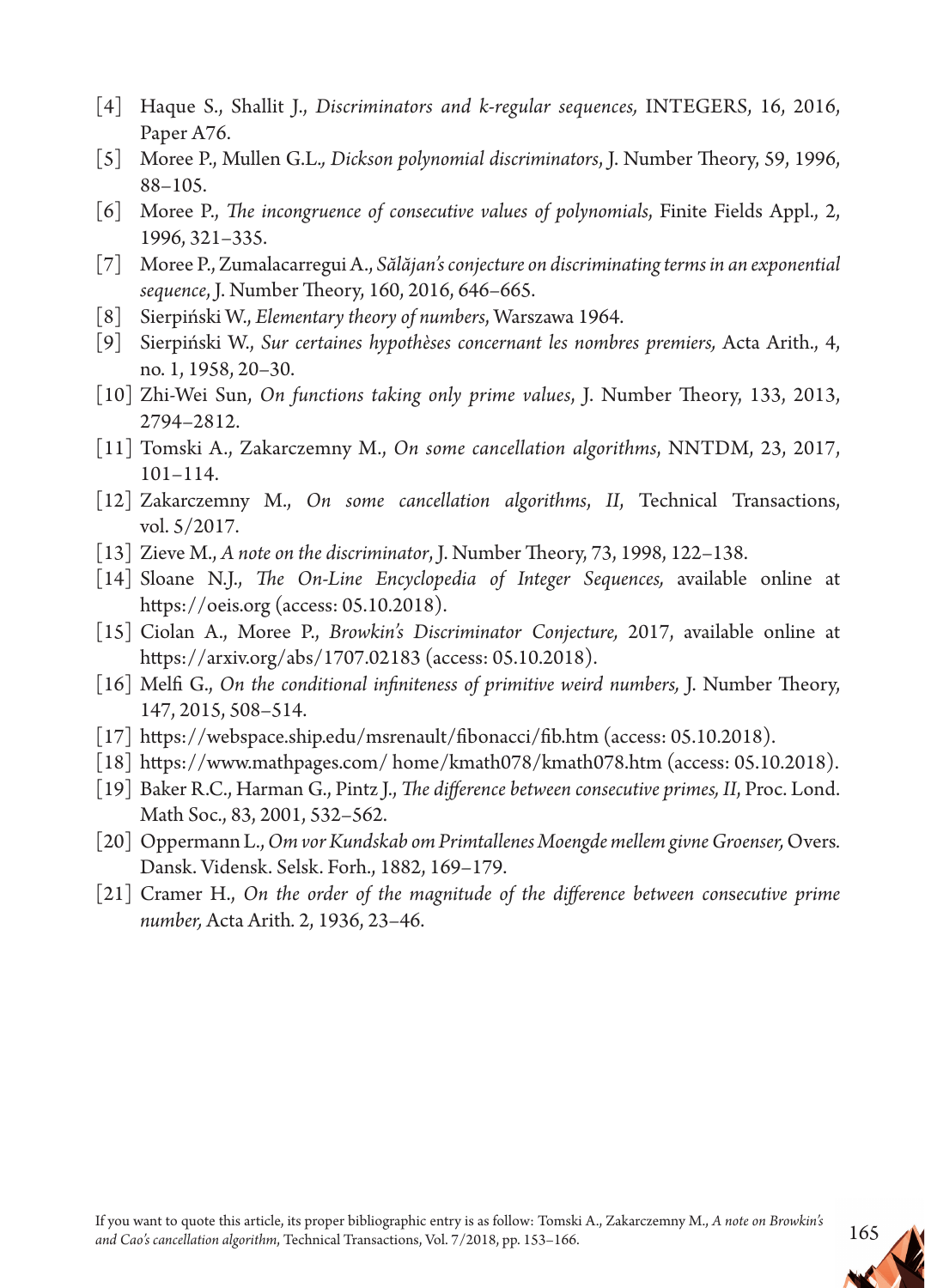[4] Haque S., Shallit J., *Discriminators and k-regular sequences,* INTEGERS, 16, 2016, Paper A76.

[5] Moree P., Mullen G.L., *Dickson polynomial discriminators,* J. Number Theory, 59, 1996, 88–105.

[6] Moree P., *The incongruence of consecutive values of polynomials*, Finite Fields Appl., 2, 1996, 321–335.

[7] Moree P., Zumalacarregui A., *Sălăjan's conjecture on discriminating terms in an exponential sequence*, J. Number Theory, 160, 2016, 646–665.

[8] Sierpiński W., *Elementary theory of numbers*, Warszawa 1964.

[9] Sierpiński W., *Sur certaines hypothèses concernant les nombres premiers,* Acta Arith., 4, no. 1, 1958, 20–30.

[10] Zhi-Wei Sun, *On functions taking only prime values*, J. Number Theory, 133, 2013, 2794–2812.

[11] Tomski A., Zakarczemny M., *On some cancellation algorithms*, NNTDM, 23, 2017, 101–114.

[12] Zakarczemny M., *On some cancellation algorithms, II*, Technical Transactions, vol. 5/2017.

[13] Zieve M., *A note on the discriminator*, J. Number Theory, 73, 1998, 122–138.

[14] Sloane N.J., *The On-Line Encyclopedia of Integer Sequences,* available online at https://oeis.org (access: 05.10.2018).

[15] Ciolan A., Moree P., *Browkin's Discriminator Conjecture,* 2017, available online at https://arxiv.org/abs/1707.02183 (access: 05.10.2018).

[16] Melfi G., *On the conditional infiniteness of primitive weird numbers,* J. Number Theory, 147, 2015, 508–514.

[17] https://webspace.ship.edu/msrenault/fibonacci/fib.htm (access: 05.10.2018).

[18] https://www.mathpages.com/ home/kmath078/kmath078.htm (access: 05.10.2018).

[19] Baker R.C., Harman G., Pintz J., *The difference between consecutive primes, II,* Proc. Lond. Math Soc., 83, 2001, 532–562.

[20] Oppermann L., *Om vor Kundskab om Primtallenes Moengde mellem givne Groenser,* Overs. Dansk. Vidensk. Selsk. Forh., 1882, 169–179.

[21] Cramer H., *On the order of the magnitude of the difference between consecutive prime number,* Acta Arith. 2, 1936, 23–46.

If you want to quote this article, its proper bibliographic entry is as follow: Tomski A., Zakarczemny M., *A note on Browkin's and Cao's cancellation algorithm*, Technical Transactions, Vol. 7/2018, pp. 153–166.